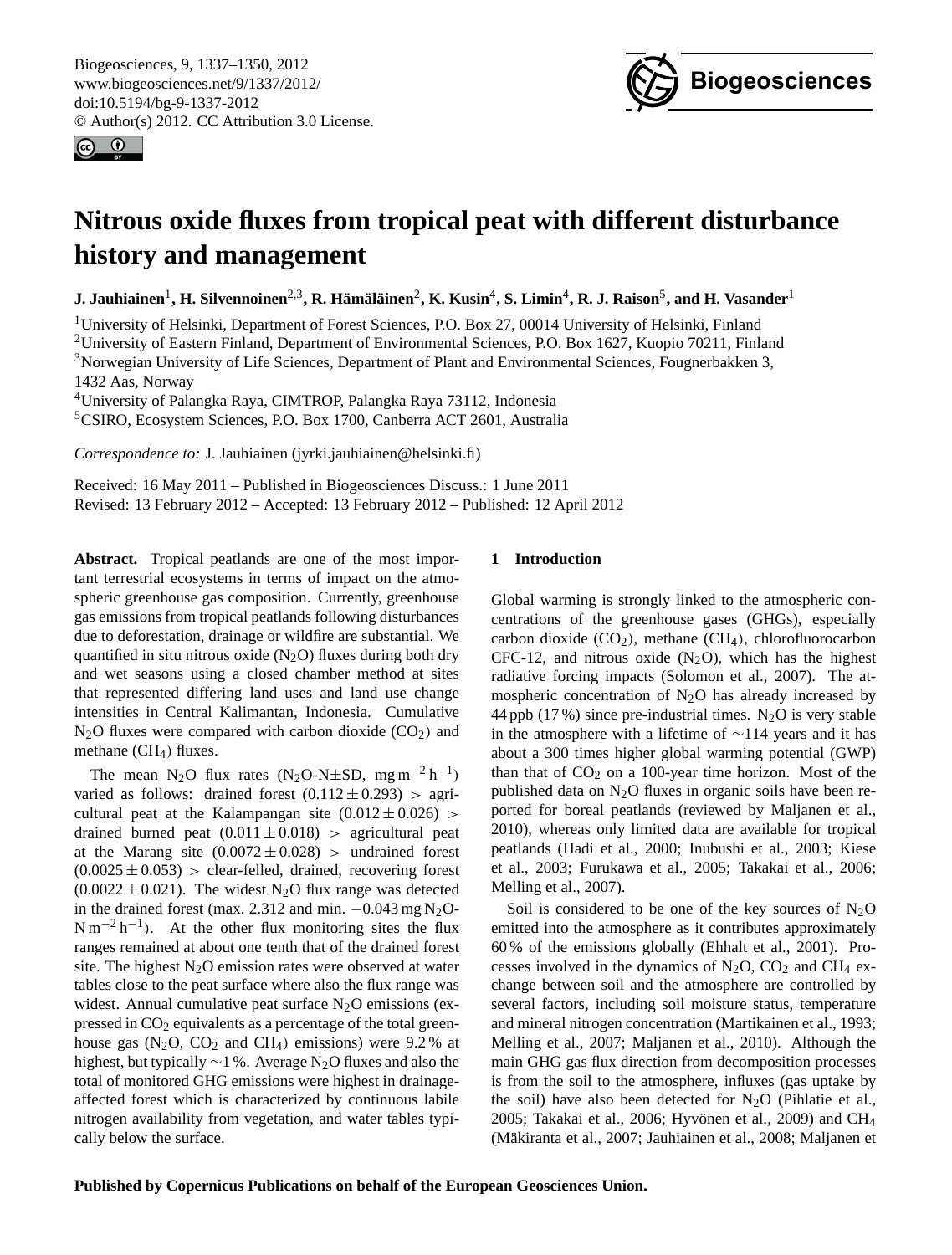# Nitrous oxide fluxes from tropical peat with different disturbance history and management

**J. Jauhiainen[1], H. Silvennoinen[2,3], R. Hämäläinen[2], K. Kusin[4], S. Limin[4], R. J. Raison[5], and H. Vasander[1]**

[1]University of Helsinki, Department of Forest Sciences, P.O. Box 27, 00014 University of Helsinki, Finland
[2]University of Eastern Finland, Department of Environmental Sciences, P.O. Box 1627, Kuopio 70211, Finland
[3]Norwegian University of Life Sciences, Department of Plant and Environmental Sciences, Fougnerbakken 3, 1432 Aas, Norway
[4]University of Palangka Raya, CIMTROP, Palangka Raya 73112, Indonesia
[5]CSIRO, Ecosystem Sciences, P.O. Box 1700, Canberra ACT 2601, Australia

*Correspondence to:* J. Jauhiainen (jyrki.jauhiainen@helsinki.fi)

Received: 16 May 2011 – Published in Biogeosciences Discuss.: 1 June 2011
Revised: 13 February 2012 – Accepted: 13 February 2012 – Published: 12 April 2012

**Abstract.** Tropical peatlands are one of the most important terrestrial ecosystems in terms of impact on the atmospheric greenhouse gas composition. Currently, greenhouse gas emissions from tropical peatlands following disturbances due to deforestation, drainage or wildfire are substantial. We quantified in situ nitrous oxide ($N_2O$) fluxes during both dry and wet seasons using a closed chamber method at sites that represented differing land uses and land use change intensities in Central Kalimantan, Indonesia. Cumulative $N_2O$ fluxes were compared with carbon dioxide ($CO_2$) and methane ($CH_4$) fluxes.

The mean $N_2O$ flux rates ($N_2O$-N±SD, $mg\,m^{-2}\,h^{-1}$) varied as follows: drained forest ($0.112 \pm 0.293$) > agricultural peat at the Kalampangan site ($0.012 \pm 0.026$) > drained burned peat ($0.011 \pm 0.018$) > agricultural peat at the Marang site ($0.0072 \pm 0.028$) > undrained forest ($0.0025 \pm 0.053$) > clear-felled, drained, recovering forest ($0.0022 \pm 0.021$). The widest $N_2O$ flux range was detected in the drained forest (max. 2.312 and min. $-0.043\,mg\,N_2O$-$N\,m^{-2}\,h^{-1}$). At the other flux monitoring sites the flux ranges remained at about one tenth that of the drained forest site. The highest $N_2O$ emission rates were observed at water tables close to the peat surface where also the flux range was widest. Annual cumulative peat surface $N_2O$ emissions (expressed in $CO_2$ equivalents as a percentage of the total greenhouse gas ($N_2O$, $CO_2$ and $CH_4$) emissions) were 9.2 % at highest, but typically ~1 %. Average $N_2O$ fluxes and also the total of monitored GHG emissions were highest in drainage-affected forest which is characterized by continuous labile nitrogen availability from vegetation, and water tables typically below the surface.

## 1 Introduction

Global warming is strongly linked to the atmospheric concentrations of the greenhouse gases (GHGs), especially carbon dioxide ($CO_2$), methane ($CH_4$), chlorofluorocarbon CFC-12, and nitrous oxide ($N_2O$), which has the highest radiative forcing impacts (Solomon et al., 2007). The atmospheric concentration of $N_2O$ has already increased by 44 ppb (17 %) since pre-industrial times. $N_2O$ is very stable in the atmosphere with a lifetime of ~114 years and it has about a 300 times higher global warming potential (GWP) than that of $CO_2$ on a 100-year time horizon. Most of the published data on $N_2O$ fluxes in organic soils have been reported for boreal peatlands (reviewed by Maljanen et al., 2010), whereas only limited data are available for tropical peatlands (Hadi et al., 2000; Inubushi et al., 2003; Kiese et al., 2003; Furukawa et al., 2005; Takakai et al., 2006; Melling et al., 2007).

Soil is considered to be one of the key sources of $N_2O$ emitted into the atmosphere as it contributes approximately 60 % of the emissions globally (Ehhalt et al., 2001). Processes involved in the dynamics of $N_2O$, $CO_2$ and $CH_4$ exchange between soil and the atmosphere are controlled by several factors, including soil moisture status, temperature and mineral nitrogen concentration (Martikainen et al., 1993; Melling et al., 2007; Maljanen et al., 2010). Although the main GHG gas flux direction from decomposition processes is from the soil to the atmosphere, influxes (gas uptake by the soil) have also been detected for $N_2O$ (Pihlatie et al., 2005; Takakai et al., 2006; Hyvönen et al., 2009) and $CH_4$ (Mäkiranta et al., 2007; Jauhiainen et al., 2008; Maljanen et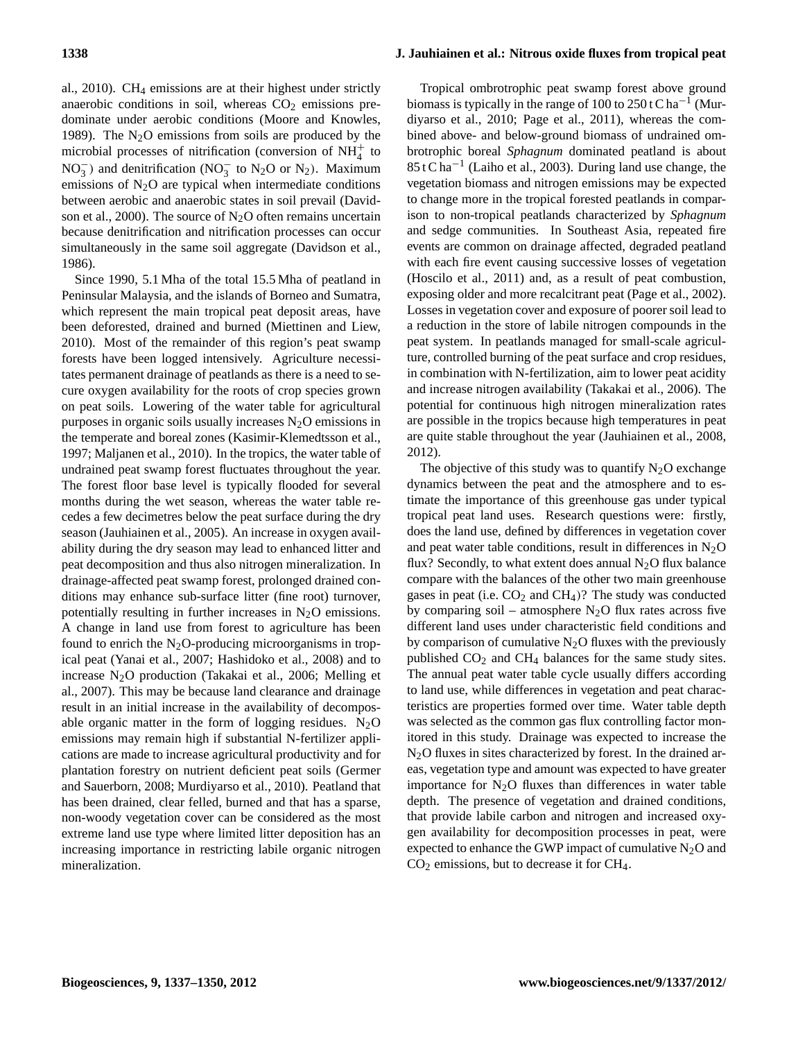al., 2010). $CH_4$ emissions are at their highest under strictly anaerobic conditions in soil, whereas $CO_2$ emissions predominate under aerobic conditions (Moore and Knowles, 1989). The $N_2O$ emissions from soils are produced by the microbial processes of nitrification (conversion of $NH_4^+$ to $NO_3^-$) and denitrification ($NO_3^-$ to $N_2O$ or $N_2$). Maximum emissions of $N_2O$ are typical when intermediate conditions between aerobic and anaerobic states in soil prevail (Davidson et al., 2000). The source of $N_2O$ often remains uncertain because denitrification and nitrification processes can occur simultaneously in the same soil aggregate (Davidson et al., 1986).

Since 1990, 5.1 Mha of the total 15.5 Mha of peatland in Peninsular Malaysia, and the islands of Borneo and Sumatra, which represent the main tropical peat deposit areas, have been deforested, drained and burned (Miettinen and Liew, 2010). Most of the remainder of this region's peat swamp forests have been logged intensively. Agriculture necessitates permanent drainage of peatlands as there is a need to secure oxygen availability for the roots of crop species grown on peat soils. Lowering of the water table for agricultural purposes in organic soils usually increases $N_2O$ emissions in the temperate and boreal zones (Kasimir-Klemedtsson et al., 1997; Maljanen et al., 2010). In the tropics, the water table of undrained peat swamp forest fluctuates throughout the year. The forest floor base level is typically flooded for several months during the wet season, whereas the water table recedes a few decimetres below the peat surface during the dry season (Jauhiainen et al., 2005). An increase in oxygen availability during the dry season may lead to enhanced litter and peat decomposition and thus also nitrogen mineralization. In drainage-affected peat swamp forest, prolonged drained conditions may enhance sub-surface litter (fine root) turnover, potentially resulting in further increases in $N_2O$ emissions. A change in land use from forest to agriculture has been found to enrich the $N_2O$-producing microorganisms in tropical peat (Yanai et al., 2007; Hashidoko et al., 2008) and to increase $N_2O$ production (Takakai et al., 2006; Melling et al., 2007). This may be because land clearance and drainage result in an initial increase in the availability of decomposable organic matter in the form of logging residues. $N_2O$ emissions may remain high if substantial N-fertilizer applications are made to increase agricultural productivity and for plantation forestry on nutrient deficient peat soils (Germer and Sauerborn, 2008; Murdiyarso et al., 2010). Peatland that has been drained, clear felled, burned and that has a sparse, non-woody vegetation cover can be considered as the most extreme land use type where limited litter deposition has an increasing importance in restricting labile organic nitrogen mineralization.

Tropical ombrotrophic peat swamp forest above ground biomass is typically in the range of 100 to 250 t C $ha^{-1}$ (Murdiyarso et al., 2010; Page et al., 2011), whereas the combined above- and below-ground biomass of undrained ombrotrophic boreal *Sphagnum* dominated peatland is about 85 t C $ha^{-1}$ (Laiho et al., 2003). During land use change, the vegetation biomass and nitrogen emissions may be expected to change more in the tropical forested peatlands in comparison to non-tropical peatlands characterized by *Sphagnum* and sedge communities. In Southeast Asia, repeated fire events are common on drainage affected, degraded peatland with each fire event causing successive losses of vegetation (Hoscilo et al., 2011) and, as a result of peat combustion, exposing older and more recalcitrant peat (Page et al., 2002). Losses in vegetation cover and exposure of poorer soil lead to a reduction in the store of labile nitrogen compounds in the peat system. In peatlands managed for small-scale agriculture, controlled burning of the peat surface and crop residues, in combination with N-fertilization, aim to lower peat acidity and increase nitrogen availability (Takakai et al., 2006). The potential for continuous high nitrogen mineralization rates are possible in the tropics because high temperatures in peat are quite stable throughout the year (Jauhiainen et al., 2008, 2012).

The objective of this study was to quantify $N_2O$ exchange dynamics between the peat and the atmosphere and to estimate the importance of this greenhouse gas under typical tropical peat land uses. Research questions were: firstly, does the land use, defined by differences in vegetation cover and peat water table conditions, result in differences in $N_2O$ flux? Secondly, to what extent does annual $N_2O$ flux balance compare with the balances of the other two main greenhouse gases in peat (i.e. $CO_2$ and $CH_4$)? The study was conducted by comparing soil – atmosphere $N_2O$ flux rates across five different land uses under characteristic field conditions and by comparison of cumulative $N_2O$ fluxes with the previously published $CO_2$ and $CH_4$ balances for the same study sites. The annual peat water table cycle usually differs according to land use, while differences in vegetation and peat characteristics are properties formed over time. Water table depth was selected as the common gas flux controlling factor monitored in this study. Drainage was expected to increase the $N_2O$ fluxes in sites characterized by forest. In the drained areas, vegetation type and amount was expected to have greater importance for $N_2O$ fluxes than differences in water table depth. The presence of vegetation and drained conditions, that provide labile carbon and nitrogen and increased oxygen availability for decomposition processes in peat, were expected to enhance the GWP impact of cumulative $N_2O$ and $CO_2$ emissions, but to decrease it for $CH_4$.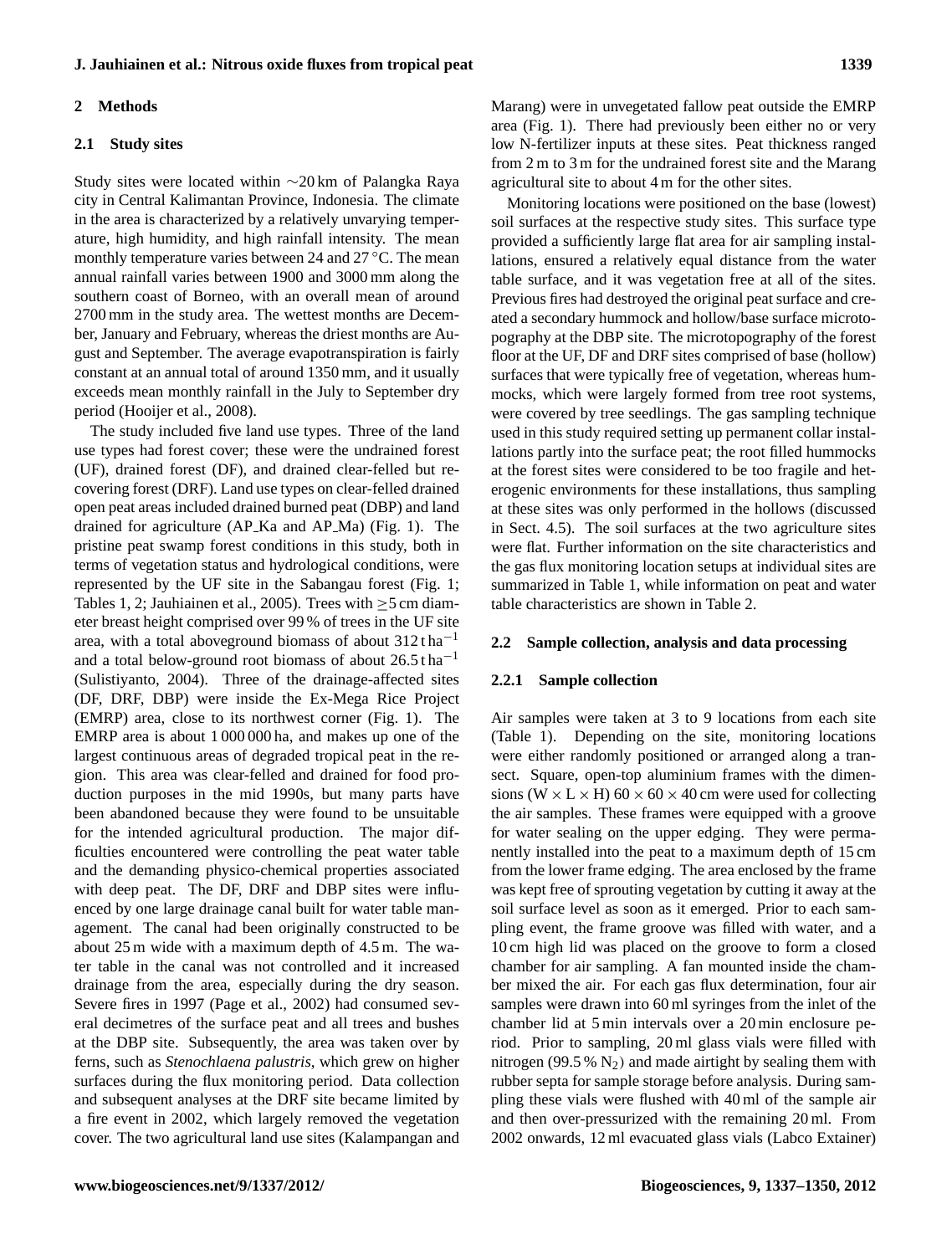## 2 Methods

### 2.1 Study sites

Study sites were located within ∼20 km of Palangka Raya city in Central Kalimantan Province, Indonesia. The climate in the area is characterized by a relatively unvarying temperature, high humidity, and high rainfall intensity. The mean monthly temperature varies between 24 and 27 °C. The mean annual rainfall varies between 1900 and 3000 mm along the southern coast of Borneo, with an overall mean of around 2700 mm in the study area. The wettest months are December, January and February, whereas the driest months are August and September. The average evapotranspiration is fairly constant at an annual total of around 1350 mm, and it usually exceeds mean monthly rainfall in the July to September dry period (Hooijer et al., 2008).

The study included five land use types. Three of the land use types had forest cover; these were the undrained forest (UF), drained forest (DF), and drained clear-felled but recovering forest (DRF). Land use types on clear-felled drained open peat areas included drained burned peat (DBP) and land drained for agriculture (AP_Ka and AP_Ma) (Fig. 1). The pristine peat swamp forest conditions in this study, both in terms of vegetation status and hydrological conditions, were represented by the UF site in the Sabangau forest (Fig. 1; Tables 1, 2; Jauhiainen et al., 2005). Trees with ≥5 cm diameter breast height comprised over 99 % of trees in the UF site area, with a total aboveground biomass of about 312 t $ha^{-1}$ and a total below-ground root biomass of about 26.5 t $ha^{-1}$ (Sulistiyanto, 2004). Three of the drainage-affected sites (DF, DRF, DBP) were inside the Ex-Mega Rice Project (EMRP) area, close to its northwest corner (Fig. 1). The EMRP area is about 1 000 000 ha, and makes up one of the largest continuous areas of degraded tropical peat in the region. This area was clear-felled and drained for food production purposes in the mid 1990s, but many parts have been abandoned because they were found to be unsuitable for the intended agricultural production. The major difficulties encountered were controlling the peat water table and the demanding physico-chemical properties associated with deep peat. The DF, DRF and DBP sites were influenced by one large drainage canal built for water table management. The canal had been originally constructed to be about 25 m wide with a maximum depth of 4.5 m. The water table in the canal was not controlled and it increased drainage from the area, especially during the dry season. Severe fires in 1997 (Page et al., 2002) had consumed several decimetres of the surface peat and all trees and bushes at the DBP site. Subsequently, the area was taken over by ferns, such as *Stenochlaena palustris*, which grew on higher surfaces during the flux monitoring period. Data collection and subsequent analyses at the DRF site became limited by a fire event in 2002, which largely removed the vegetation cover. The two agricultural land use sites (Kalampangan and Marang) were in unvegetated fallow peat outside the EMRP area (Fig. 1). There had previously been either no or very low N-fertilizer inputs at these sites. Peat thickness ranged from 2 m to 3 m for the undrained forest site and the Marang agricultural site to about 4 m for the other sites.

Monitoring locations were positioned on the base (lowest) soil surfaces at the respective study sites. This surface type provided a sufficiently large flat area for air sampling installations, ensured a relatively equal distance from the water table surface, and it was vegetation free at all of the sites. Previous fires had destroyed the original peat surface and created a secondary hummock and hollow/base surface microtopography at the DBP site. The microtopography of the forest floor at the UF, DF and DRF sites comprised of base (hollow) surfaces that were typically free of vegetation, whereas hummocks, which were largely formed from tree root systems, were covered by tree seedlings. The gas sampling technique used in this study required setting up permanent collar installations partly into the surface peat; the root filled hummocks at the forest sites were considered to be too fragile and heterogenic environments for these installations, thus sampling at these sites was only performed in the hollows (discussed in Sect. 4.5). The soil surfaces at the two agriculture sites were flat. Further information on the site characteristics and the gas flux monitoring location setups at individual sites are summarized in Table 1, while information on peat and water table characteristics are shown in Table 2.

### 2.2 Sample collection, analysis and data processing

#### 2.2.1 Sample collection

Air samples were taken at 3 to 9 locations from each site (Table 1). Depending on the site, monitoring locations were either randomly positioned or arranged along a transect. Square, open-top aluminium frames with the dimensions (W × L × H) 60 × 60 × 40 cm were used for collecting the air samples. These frames were equipped with a groove for water sealing on the upper edging. They were permanently installed into the peat to a maximum depth of 15 cm from the lower frame edging. The area enclosed by the frame was kept free of sprouting vegetation by cutting it away at the soil surface level as soon as it emerged. Prior to each sampling event, the frame groove was filled with water, and a 10 cm high lid was placed on the groove to form a closed chamber for air sampling. A fan mounted inside the chamber mixed the air. For each gas flux determination, four air samples were drawn into 60 ml syringes from the inlet of the chamber lid at 5 min intervals over a 20 min enclosure period. Prior to sampling, 20 ml glass vials were filled with nitrogen (99.5 % $N_2$) and made airtight by sealing them with rubber septa for sample storage before analysis. During sampling these vials were flushed with 40 ml of the sample air and then over-pressurized with the remaining 20 ml. From 2002 onwards, 12 ml evacuated glass vials (Labco Extainer)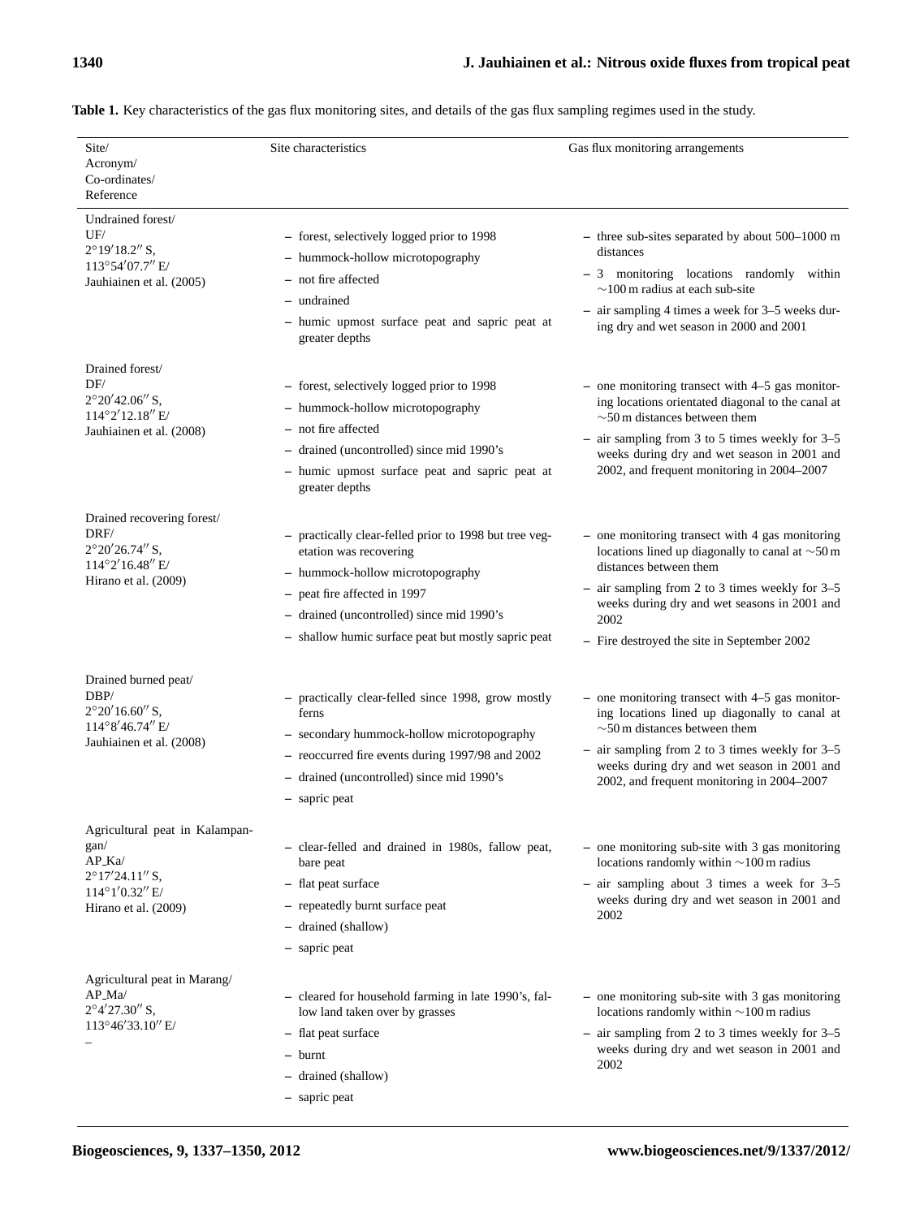**Table 1.** Key characteristics of the gas flux monitoring sites, and details of the gas flux sampling regimes used in the study.

| Site/ Acronym/ Co-ordinates/ Reference | Site characteristics | Gas flux monitoring arrangements |
|---|---|---|
| Undrained forest/ UF/ 2°19′18.2″ S, 113°54′07.7″ E/ Jauhiainen et al. (2005) | – forest, selectively logged prior to 1998<br>– hummock-hollow microtopography<br>– not fire affected<br>– undrained<br>– humic upmost surface peat and sapric peat at greater depths | – three sub-sites separated by about 500–1000 m distances<br>– 3 monitoring locations randomly within ∼100 m radius at each sub-site<br>– air sampling 4 times a week for 3–5 weeks during dry and wet season in 2000 and 2001 |
| Drained forest/ DF/ 2°20′42.06″ S, 114°2′12.18″ E/ Jauhiainen et al. (2008) | – forest, selectively logged prior to 1998<br>– hummock-hollow microtopography<br>– not fire affected<br>– drained (uncontrolled) since mid 1990's<br>– humic upmost surface peat and sapric peat at greater depths | – one monitoring transect with 4–5 gas monitoring locations orientated diagonal to the canal at ∼50 m distances between them<br>– air sampling from 3 to 5 times weekly for 3–5 weeks during dry and wet season in 2001 and 2002, and frequent monitoring in 2004–2007 |
| Drained recovering forest/ DRF/ 2°20′26.74″ S, 114°2′16.48″ E/ Hirano et al. (2009) | – practically clear-felled prior to 1998 but tree vegetation was recovering<br>– hummock-hollow microtopography<br>– peat fire affected in 1997<br>– drained (uncontrolled) since mid 1990's<br>– shallow humic surface peat but mostly sapric peat | – one monitoring transect with 4 gas monitoring locations lined up diagonally to canal at ∼50 m distances between them<br>– air sampling from 2 to 3 times weekly for 3–5 weeks during dry and wet seasons in 2001 and 2002<br>– Fire destroyed the site in September 2002 |
| Drained burned peat/ DBP/ 2°20′16.60″ S, 114°8′46.74″ E/ Jauhiainen et al. (2008) | – practically clear-felled since 1998, grow mostly ferns<br>– secondary hummock-hollow microtopography<br>– reoccurred fire events during 1997/98 and 2002<br>– drained (uncontrolled) since mid 1990's<br>– sapric peat | – one monitoring transect with 4–5 gas monitoring locations lined up diagonally to canal at ∼50 m distances between them<br>– air sampling from 2 to 3 times weekly for 3–5 weeks during dry and wet season in 2001 and 2002, and frequent monitoring in 2004–2007 |
| Agricultural peat in Kalampangan/ AP_Ka/ 2°17′24.11″ S, 114°1′0.32″ E/ Hirano et al. (2009) | – clear-felled and drained in 1980s, fallow peat, bare peat<br>– flat peat surface<br>– repeatedly burnt surface peat<br>– drained (shallow)<br>– sapric peat | – one monitoring sub-site with 3 gas monitoring locations randomly within ∼100 m radius<br>– air sampling about 3 times a week for 3–5 weeks during dry and wet season in 2001 and 2002 |
| Agricultural peat in Marang/ AP_Ma/ 2°4′27.30″ S, 113°46′33.10″ E/ – | – cleared for household farming in late 1990's, fallow land taken over by grasses<br>– flat peat surface<br>– burnt<br>– drained (shallow)<br>– sapric peat | – one monitoring sub-site with 3 gas monitoring locations randomly within ∼100 m radius<br>– air sampling from 2 to 3 times weekly for 3–5 weeks during dry and wet season in 2001 and 2002 |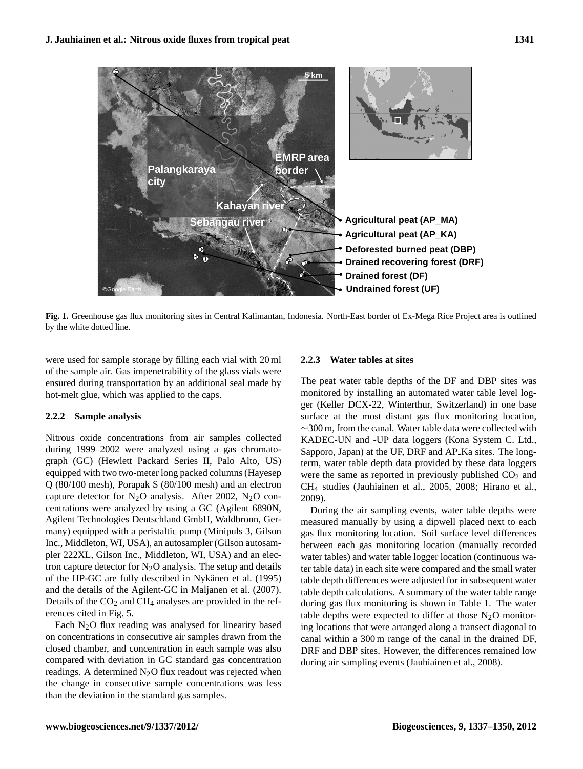**Fig. 1.** Greenhouse gas flux monitoring sites in Central Kalimantan, Indonesia. North-East border of Ex-Mega Rice Project area is outlined by the white dotted line.

were used for sample storage by filling each vial with 20 ml of the sample air. Gas impenetrability of the glass vials were ensured during transportation by an additional seal made by hot-melt glue, which was applied to the caps.

#### 2.2.2 Sample analysis

Nitrous oxide concentrations from air samples collected during 1999–2002 were analyzed using a gas chromatograph (GC) (Hewlett Packard Series II, Palo Alto, US) equipped with two two-meter long packed columns (Hayesep Q (80/100 mesh), Porapak S (80/100 mesh) and an electron capture detector for $N_2O$ analysis. After 2002, $N_2O$ concentrations were analyzed by using a GC (Agilent 6890N, Agilent Technologies Deutschland GmbH, Waldbronn, Germany) equipped with a peristaltic pump (Minipuls 3, Gilson Inc., Middleton, WI, USA), an autosampler (Gilson autosampler 222XL, Gilson Inc., Middleton, WI, USA) and an electron capture detector for $N_2O$ analysis. The setup and details of the HP-GC are fully described in Nykänen et al. (1995) and the details of the Agilent-GC in Maljanen et al. (2007). Details of the $CO_2$ and $CH_4$ analyses are provided in the references cited in Fig. 5.

Each $N_2O$ flux reading was analysed for linearity based on concentrations in consecutive air samples drawn from the closed chamber, and concentration in each sample was also compared with deviation in GC standard gas concentration readings. A determined $N_2O$ flux readout was rejected when the change in consecutive sample concentrations was less than the deviation in the standard gas samples.

#### 2.2.3 Water tables at sites

The peat water table depths of the DF and DBP sites was monitored by installing an automated water table level logger (Keller DCX-22, Winterthur, Switzerland) in one base surface at the most distant gas flux monitoring location, ∼300 m, from the canal. Water table data were collected with KADEC-UN and -UP data loggers (Kona System C. Ltd., Sapporo, Japan) at the UF, DRF and AP_Ka sites. The long-term, water table depth data provided by these data loggers were the same as reported in previously published $CO_2$ and $CH_4$ studies (Jauhiainen et al., 2005, 2008; Hirano et al., 2009).

During the air sampling events, water table depths were measured manually by using a dipwell placed next to each gas flux monitoring location. Soil surface level differences between each gas monitoring location (manually recorded water tables) and water table logger location (continuous water table data) in each site were compared and the small water table depth differences were adjusted for in subsequent water table depth calculations. A summary of the water table range during gas flux monitoring is shown in Table 1. The water table depths were expected to differ at those $N_2O$ monitoring locations that were arranged along a transect diagonal to canal within a 300 m range of the canal in the drained DF, DRF and DBP sites. However, the differences remained low during air sampling events (Jauhiainen et al., 2008).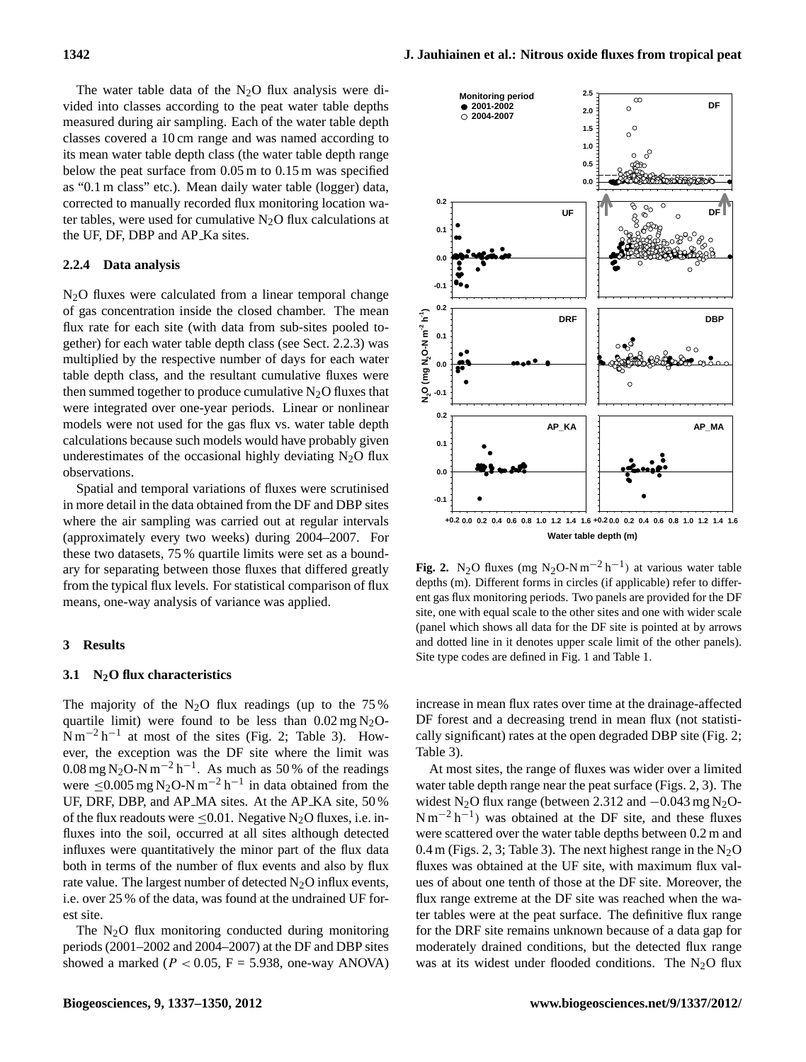The water table data of the $N_2O$ flux analysis were divided into classes according to the peat water table depths measured during air sampling. Each of the water table depth classes covered a 10 cm range and was named according to its mean water table depth class (the water table depth range below the peat surface from 0.05 m to 0.15 m was specified as "0.1 m class" etc.). Mean daily water table (logger) data, corrected to manually recorded flux monitoring location water tables, were used for cumulative $N_2O$ flux calculations at the UF, DF, DBP and AP_Ka sites.

#### 2.2.4 Data analysis

$N_2O$ fluxes were calculated from a linear temporal change of gas concentration inside the closed chamber. The mean flux rate for each site (with data from sub-sites pooled together) for each water table depth class (see Sect. 2.2.3) was multiplied by the respective number of days for each water table depth class, and the resultant cumulative fluxes were then summed together to produce cumulative $N_2O$ fluxes that were integrated over one-year periods. Linear or nonlinear models were not used for the gas flux vs. water table depth calculations because such models would have probably given underestimates of the occasional highly deviating $N_2O$ flux observations.

Spatial and temporal variations of fluxes were scrutinised in more detail in the data obtained from the DF and DBP sites where the air sampling was carried out at regular intervals (approximately every two weeks) during 2004–2007. For these two datasets, 75 % quartile limits were set as a boundary for separating between those fluxes that differed greatly from the typical flux levels. For statistical comparison of flux means, one-way analysis of variance was applied.

## 3 Results

### 3.1 $N_2O$ flux characteristics

The majority of the $N_2O$ flux readings (up to the 75 % quartile limit) were found to be less than 0.02 mg $N_2O$-N $m^{-2}$ $h^{-1}$ at most of the sites (Fig. 2; Table 3). However, the exception was the DF site where the limit was 0.08 mg $N_2O$-N $m^{-2}$ $h^{-1}$. As much as 50 % of the readings were $\leq$0.005 mg $N_2O$-N $m^{-2}$ $h^{-1}$ in data obtained from the UF, DRF, DBP, and AP_MA sites. At the AP_KA site, 50 % of the flux readouts were $\leq$0.01. Negative $N_2O$ fluxes, i.e. influxes into the soil, occurred at all sites although detected influxes were quantitatively the minor part of the flux data both in terms of the number of flux events and also by flux rate value. The largest number of detected $N_2O$ influx events, i.e. over 25 % of the data, was found at the undrained UF forest site.

The $N_2O$ flux monitoring conducted during monitoring periods (2001–2002 and 2004–2007) at the DF and DBP sites showed a marked ($P < 0.05$, $F = 5.938$, one-way ANOVA) increase in mean flux rates over time at the drainage-affected DF forest and a decreasing trend in mean flux (not statistically significant) rates at the open degraded DBP site (Fig. 2; Table 3).

**Fig. 2.** $N_2O$ fluxes (mg $N_2O$-N $m^{-2}$ $h^{-1}$) at various water table depths (m). Different forms in circles (if applicable) refer to different gas flux monitoring periods. Two panels are provided for the DF site, one with equal scale to the other sites and one with wider scale (panel which shows all data for the DF site is pointed at by arrows and dotted line in it denotes upper scale limit of the other panels). Site type codes are defined in Fig. 1 and Table 1.

At most sites, the range of fluxes was wider over a limited water table depth range near the peat surface (Figs. 2, 3). The widest $N_2O$ flux range (between 2.312 and −0.043 mg $N_2O$-N $m^{-2}$ $h^{-1}$) was obtained at the DF site, and these fluxes were scattered over the water table depths between 0.2 m and 0.4 m (Figs. 2, 3; Table 3). The next highest range in the $N_2O$ fluxes was obtained at the UF site, with maximum flux values of about one tenth of those at the DF site. Moreover, the flux range extreme at the DF site was reached when the water tables were at the peat surface. The definitive flux range for the DRF site remains unknown because of a data gap for moderately drained conditions, but the detected flux range was at its widest under flooded conditions. The $N_2O$ flux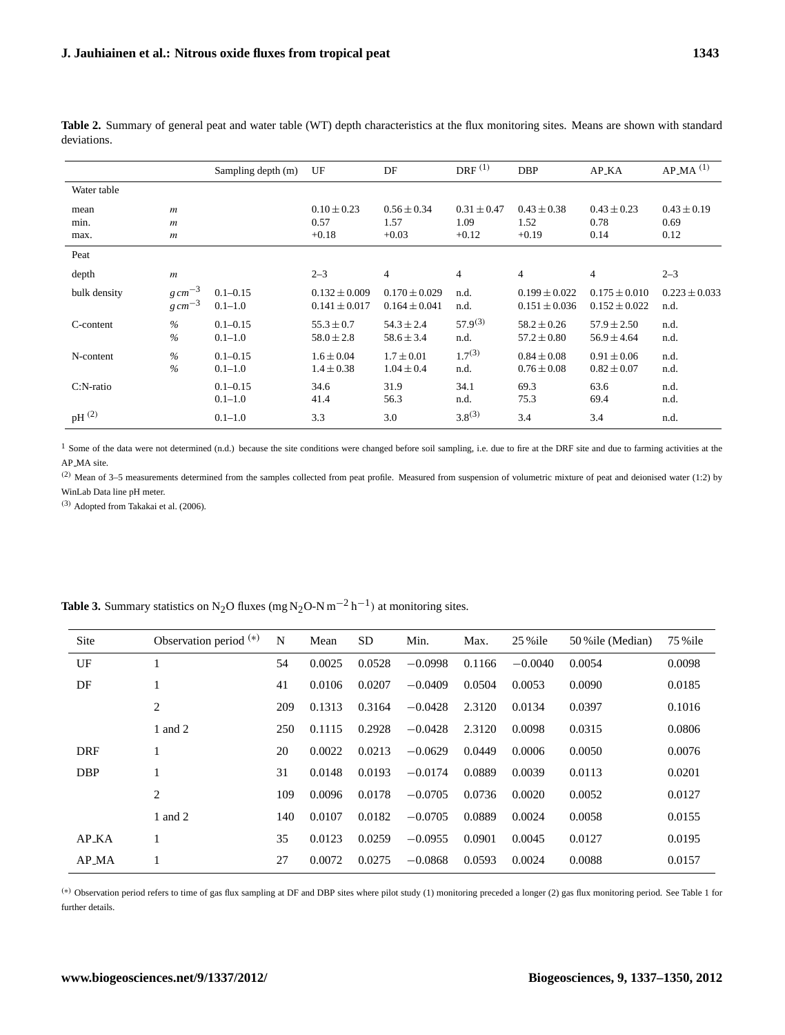**Table 2.** Summary of general peat and water table (WT) depth characteristics at the flux monitoring sites. Means are shown with standard deviations.

| | | Sampling depth (m) | UF | DF | DRF [(1)] | DBP | AP_KA | AP_MA [(1)] |
|---|---|---|---|---|---|---|---|---|
| Water table | | | | | | | | |
| mean | m | | $0.10 \pm 0.23$ | $0.56 \pm 0.34$ | $0.31 \pm 0.47$ | $0.43 \pm 0.38$ | $0.43 \pm 0.23$ | $0.43 \pm 0.19$ |
| min. | m | | 0.57 | 1.57 | 1.09 | 1.52 | 0.78 | 0.69 |
| max. | m | | +0.18 | +0.03 | +0.12 | +0.19 | 0.14 | 0.12 |
| Peat | | | | | | | | |
| depth | m | | 2–3 | 4 | 4 | 4 | 4 | 2–3 |
| bulk density | $g\,cm^{-3}$ | 0.1–0.15 | $0.132 \pm 0.009$ | $0.170 \pm 0.029$ | n.d. | $0.199 \pm 0.022$ | $0.175 \pm 0.010$ | $0.223 \pm 0.033$ |
| | $g\,cm^{-3}$ | 0.1–1.0 | $0.141 \pm 0.017$ | $0.164 \pm 0.041$ | n.d. | $0.151 \pm 0.036$ | $0.152 \pm 0.022$ | n.d. |
| C-content | % | 0.1–0.15 | $55.3 \pm 0.7$ | $54.3 \pm 2.4$ | 57.9[(3)] | $58.2 \pm 0.26$ | $57.9 \pm 2.50$ | n.d. |
| | % | 0.1–1.0 | $58.0 \pm 2.8$ | $58.6 \pm 3.4$ | n.d. | $57.2 \pm 0.80$ | $56.9 \pm 4.64$ | n.d. |
| N-content | % | 0.1–0.15 | $1.6 \pm 0.04$ | $1.7 \pm 0.01$ | 1.7[(3)] | $0.84 \pm 0.08$ | $0.91 \pm 0.06$ | n.d. |
| | % | 0.1–1.0 | $1.4 \pm 0.38$ | $1.04 \pm 0.4$ | n.d. | $0.76 \pm 0.08$ | $0.82 \pm 0.07$ | n.d. |
| C:N-ratio | | 0.1–0.15 | 34.6 | 31.9 | 34.1 | 69.3 | 63.6 | n.d. |
| | | 0.1–1.0 | 41.4 | 56.3 | n.d. | 75.3 | 69.4 | n.d. |
| pH [(2)] | | 0.1–1.0 | 3.3 | 3.0 | 3.8[(3)] | 3.4 | 3.4 | n.d. |

[1] Some of the data were not determined (n.d.) because the site conditions were changed before soil sampling, i.e. due to fire at the DRF site and due to farming activities at the AP_MA site.

[(2)] Mean of 3–5 measurements determined from the samples collected from peat profile. Measured from suspension of volumetric mixture of peat and deionised water (1:2) by WinLab Data line pH meter.

[(3)] Adopted from Takakai et al. (2006).

**Table 3.** Summary statistics on $N_2O$ fluxes (mg $N_2O$-N $m^{-2}\,h^{-1}$) at monitoring sites.

| Site | Observation period [(*)] | N | Mean | SD | Min. | Max. | 25 %ile | 50 %ile (Median) | 75 %ile |
|---|---|---|---|---|---|---|---|---|---|
| UF | 1 | 54 | 0.0025 | 0.0528 | −0.0998 | 0.1166 | −0.0040 | 0.0054 | 0.0098 |
| DF | 1 | 41 | 0.0106 | 0.0207 | −0.0409 | 0.0504 | 0.0053 | 0.0090 | 0.0185 |
| | 2 | 209 | 0.1313 | 0.3164 | −0.0428 | 2.3120 | 0.0134 | 0.0397 | 0.1016 |
| | 1 and 2 | 250 | 0.1115 | 0.2928 | −0.0428 | 2.3120 | 0.0098 | 0.0315 | 0.0806 |
| DRF | 1 | 20 | 0.0022 | 0.0213 | −0.0629 | 0.0449 | 0.0006 | 0.0050 | 0.0076 |
| DBP | 1 | 31 | 0.0148 | 0.0193 | −0.0174 | 0.0889 | 0.0039 | 0.0113 | 0.0201 |
| | 2 | 109 | 0.0096 | 0.0178 | −0.0705 | 0.0736 | 0.0020 | 0.0052 | 0.0127 |
| | 1 and 2 | 140 | 0.0107 | 0.0182 | −0.0705 | 0.0889 | 0.0024 | 0.0058 | 0.0155 |
| AP_KA | 1 | 35 | 0.0123 | 0.0259 | −0.0955 | 0.0901 | 0.0045 | 0.0127 | 0.0195 |
| AP_MA | 1 | 27 | 0.0072 | 0.0275 | −0.0868 | 0.0593 | 0.0024 | 0.0088 | 0.0157 |

[(*)] Observation period refers to time of gas flux sampling at DF and DBP sites where pilot study (1) monitoring preceded a longer (2) gas flux monitoring period. See Table 1 for further details.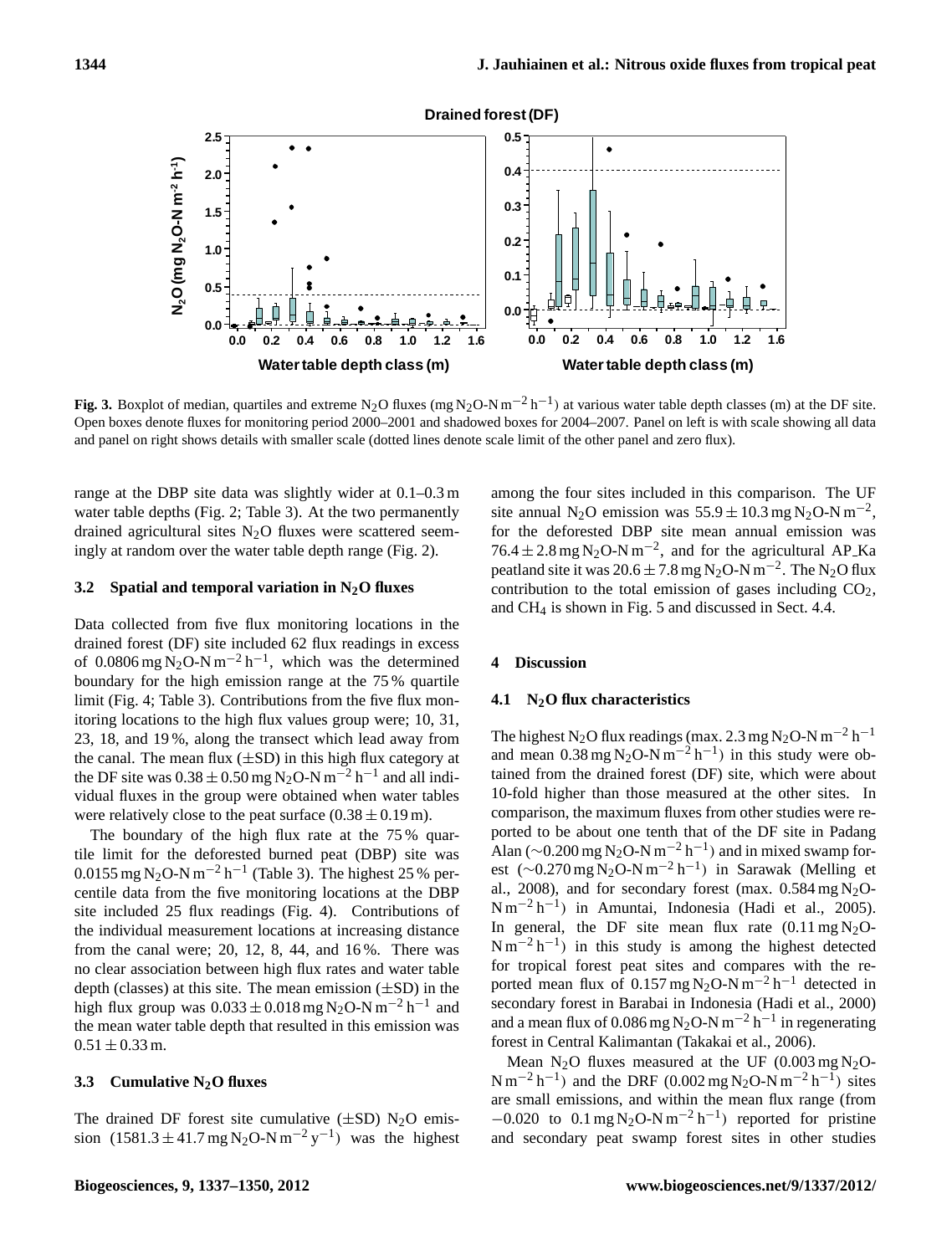Fig. 3. Boxplot of median, quartiles and extreme $N_2O$ fluxes (mg $N_2O$-N $m^{-2}$ $h^{-1}$) at various water table depth classes (m) at the DF site. Open boxes denote fluxes for monitoring period 2000–2001 and shadowed boxes for 2004–2007. Panel on left is with scale showing all data and panel on right shows details with smaller scale (dotted lines denote scale limit of the other panel and zero flux).

range at the DBP site data was slightly wider at 0.1–0.3 m water table depths (Fig. 2; Table 3). At the two permanently drained agricultural sites $N_2O$ fluxes were scattered seemingly at random over the water table depth range (Fig. 2).

### 3.2 Spatial and temporal variation in $N_2O$ fluxes

Data collected from five flux monitoring locations in the drained forest (DF) site included 62 flux readings in excess of 0.0806 mg $N_2O$-N $m^{-2}$ $h^{-1}$, which was the determined boundary for the high emission range at the 75 % quartile limit (Fig. 4; Table 3). Contributions from the five flux monitoring locations to the high flux values group were; 10, 31, 23, 18, and 19 %, along the transect which lead away from the canal. The mean flux ($\pm$SD) in this high flux category at the DF site was $0.38 \pm 0.50$ mg $N_2O$-N $m^{-2}$ $h^{-1}$ and all individual fluxes in the group were obtained when water tables were relatively close to the peat surface ($0.38 \pm 0.19$ m).

The boundary of the high flux rate at the 75 % quartile limit for the deforested burned peat (DBP) site was 0.0155 mg $N_2O$-N $m^{-2}$ $h^{-1}$ (Table 3). The highest 25 % percentile data from the five monitoring locations at the DBP site included 25 flux readings (Fig. 4). Contributions of the individual measurement locations at increasing distance from the canal were; 20, 12, 8, 44, and 16 %. There was no clear association between high flux rates and water table depth (classes) at this site. The mean emission ($\pm$SD) in the high flux group was $0.033 \pm 0.018$ mg $N_2O$-N $m^{-2}$ $h^{-1}$ and the mean water table depth that resulted in this emission was $0.51 \pm 0.33$ m.

### 3.3 Cumulative $N_2O$ fluxes

The drained DF forest site cumulative ($\pm$SD) $N_2O$ emission ($1581.3 \pm 41.7$ mg $N_2O$-N $m^{-2}$ $y^{-1}$) was the highest among the four sites included in this comparison. The UF site annual $N_2O$ emission was $55.9 \pm 10.3$ mg $N_2O$-N $m^{-2}$, for the deforested DBP site mean annual emission was $76.4 \pm 2.8$ mg $N_2O$-N $m^{-2}$, and for the agricultural AP_Ka peatland site it was $20.6 \pm 7.8$ mg $N_2O$-N $m^{-2}$. The $N_2O$ flux contribution to the total emission of gases including $CO_2$, and $CH_4$ is shown in Fig. 5 and discussed in Sect. 4.4.

## 4 Discussion

### 4.1 $N_2O$ flux characteristics

The highest $N_2O$ flux readings (max. 2.3 mg $N_2O$-N $m^{-2}$ $h^{-1}$ and mean 0.38 mg $N_2O$-N $m^{-2}$ $h^{-1}$) in this study were obtained from the drained forest (DF) site, which were about 10-fold higher than those measured at the other sites. In comparison, the maximum fluxes from other studies were reported to be about one tenth that of the DF site in Padang Alan (~0.200 mg $N_2O$-N $m^{-2}$ $h^{-1}$) and in mixed swamp forest (~0.270 mg $N_2O$-N $m^{-2}$ $h^{-1}$) in Sarawak (Melling et al., 2008), and for secondary forest (max. 0.584 mg $N_2O$-N $m^{-2}$ $h^{-1}$) in Amuntai, Indonesia (Hadi et al., 2005). In general, the DF site mean flux rate (0.11 mg $N_2O$-N $m^{-2}$ $h^{-1}$) in this study is among the highest detected for tropical forest peat sites and compares with the reported mean flux of 0.157 mg $N_2O$-N $m^{-2}$ $h^{-1}$ detected in secondary forest in Barabai in Indonesia (Hadi et al., 2000) and a mean flux of 0.086 mg $N_2O$-N $m^{-2}$ $h^{-1}$ in regenerating forest in Central Kalimantan (Takakai et al., 2006).

Mean $N_2O$ fluxes measured at the UF (0.003 mg $N_2O$-N $m^{-2}$ $h^{-1}$) and the DRF (0.002 mg $N_2O$-N $m^{-2}$ $h^{-1}$) sites are small emissions, and within the mean flux range (from $-0.020$ to 0.1 mg $N_2O$-N $m^{-2}$ $h^{-1}$) reported for pristine and secondary peat swamp forest sites in other studies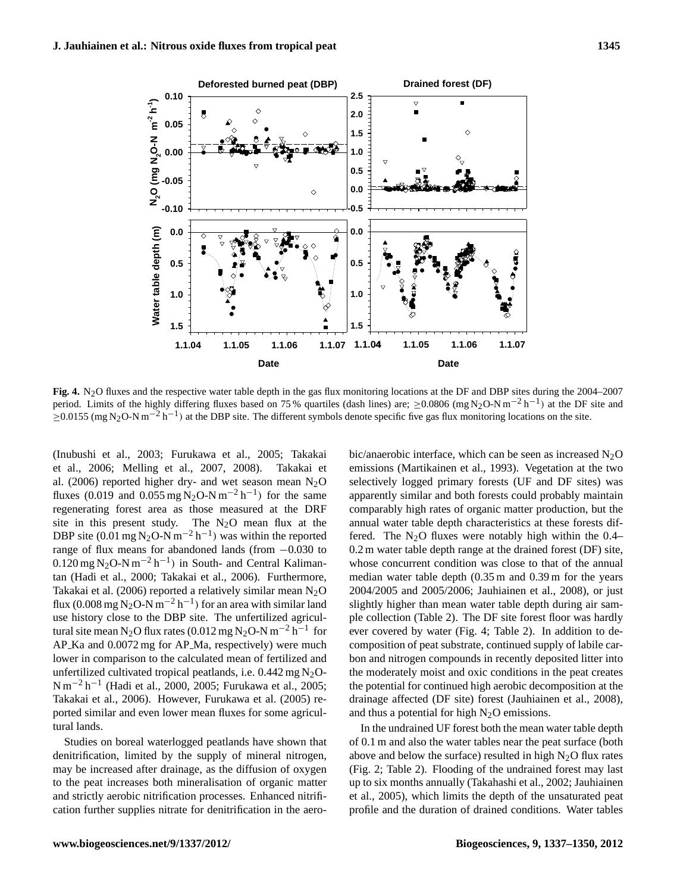**Fig. 4.** $N_2O$ fluxes and the respective water table depth in the gas flux monitoring locations at the DF and DBP sites during the 2004–2007 period. Limits of the highly differing fluxes based on 75 % quartiles (dash lines) are; $\geq$0.0806 (mg $N_2O$-N $m^{-2}$ $h^{-1}$) at the DF site and $\geq$0.0155 (mg $N_2O$-N $m^{-2}$ $h^{-1}$) at the DBP site. The different symbols denote specific five gas flux monitoring locations on the site.

(Inubushi et al., 2003; Furukawa et al., 2005; Takakai et al., 2006; Melling et al., 2007, 2008). Takakai et al. (2006) reported higher dry- and wet season mean $N_2O$ fluxes (0.019 and 0.055 mg $N_2O$-N $m^{-2}$ $h^{-1}$) for the same regenerating forest area as those measured at the DRF site in this present study. The $N_2O$ mean flux at the DBP site (0.01 mg $N_2O$-N $m^{-2}$ $h^{-1}$) was within the reported range of flux means for abandoned lands (from −0.030 to 0.120 mg $N_2O$-N $m^{-2}$ $h^{-1}$) in South- and Central Kalimantan (Hadi et al., 2000; Takakai et al., 2006). Furthermore, Takakai et al. (2006) reported a relatively similar mean $N_2O$ flux (0.008 mg $N_2O$-N $m^{-2}$ $h^{-1}$) for an area with similar land use history close to the DBP site. The unfertilized agricultural site mean $N_2O$ flux rates (0.012 mg $N_2O$-N $m^{-2}$ $h^{-1}$ for AP_Ka and 0.0072 mg for AP_Ma, respectively) were much lower in comparison to the calculated mean of fertilized and unfertilized cultivated tropical peatlands, i.e. 0.442 mg $N_2O$-N $m^{-2}$ $h^{-1}$ (Hadi et al., 2000, 2005; Furukawa et al., 2005; Takakai et al., 2006). However, Furukawa et al. (2005) reported similar and even lower mean fluxes for some agricultural lands.

Studies on boreal waterlogged peatlands have shown that denitrification, limited by the supply of mineral nitrogen, may be increased after drainage, as the diffusion of oxygen to the peat increases both mineralisation of organic matter and strictly aerobic nitrification processes. Enhanced nitrification further supplies nitrate for denitrification in the aerobic/anaerobic interface, which can be seen as increased $N_2O$ emissions (Martikainen et al., 1993). Vegetation at the two selectively logged primary forests (UF and DF sites) was apparently similar and both forests could probably maintain comparably high rates of organic matter production, but the annual water table depth characteristics at these forests differed. The $N_2O$ fluxes were notably high within the 0.4–0.2 m water table depth range at the drained forest (DF) site, whose concurrent condition was close to that of the annual median water table depth (0.35 m and 0.39 m for the years 2004/2005 and 2005/2006; Jauhiainen et al., 2008), or just slightly higher than mean water table depth during air sample collection (Table 2). The DF site forest floor was hardly ever covered by water (Fig. 4; Table 2). In addition to decomposition of peat substrate, continued supply of labile carbon and nitrogen compounds in recently deposited litter into the moderately moist and oxic conditions in the peat creates the potential for continued high aerobic decomposition at the drainage affected (DF site) forest (Jauhiainen et al., 2008), and thus a potential for high $N_2O$ emissions.

In the undrained UF forest both the mean water table depth of 0.1 m and also the water tables near the peat surface (both above and below the surface) resulted in high $N_2O$ flux rates (Fig. 2; Table 2). Flooding of the undrained forest may last up to six months annually (Takahashi et al., 2002; Jauhiainen et al., 2005), which limits the depth of the unsaturated peat profile and the duration of drained conditions. Water tables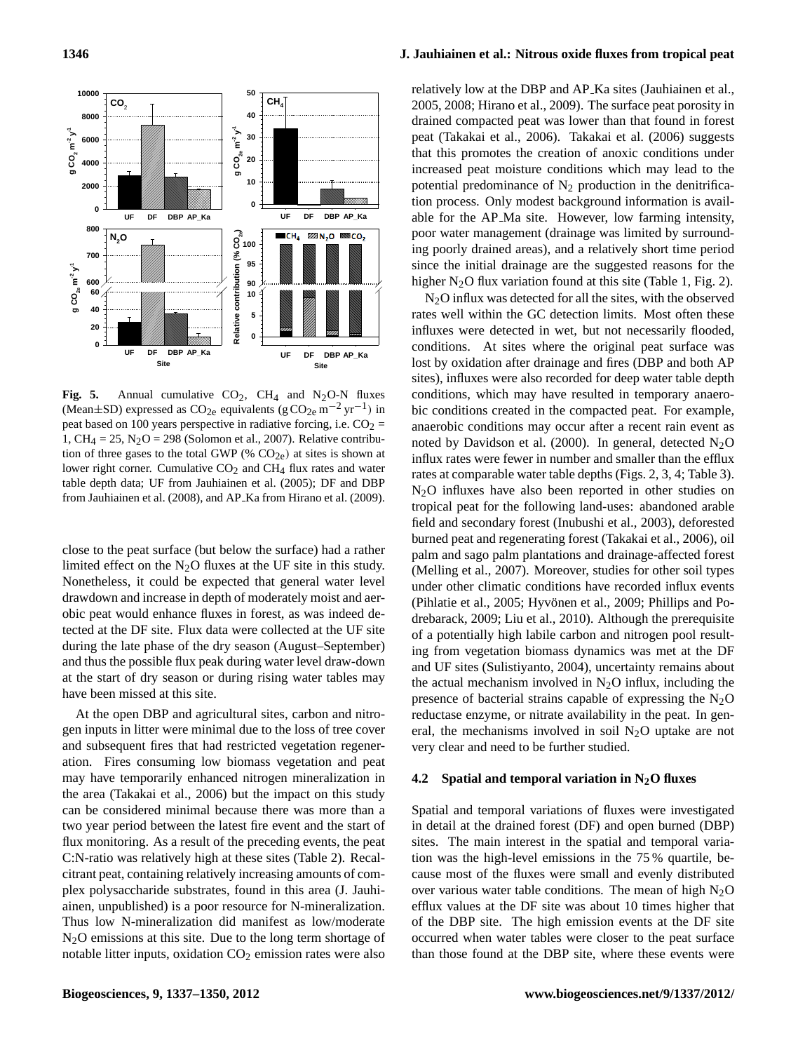**Fig. 5.** Annual cumulative $CO_2$, $CH_4$ and $N_2O$-N fluxes (Mean±SD) expressed as $CO_{2e}$ equivalents (g $CO_{2e}$ $m^{-2}$ $yr^{-1}$) in peat based on 100 years perspective in radiative forcing, i.e. $CO_2$ = 1, $CH_4$ = 25, $N_2O$ = 298 (Solomon et al., 2007). Relative contribution of three gases to the total GWP (% $CO_{2e}$) at sites is shown at lower right corner. Cumulative $CO_2$ and $CH_4$ flux rates and water table depth data; UF from Jauhiainen et al. (2005); DF and DBP from Jauhiainen et al. (2008), and AP_Ka from Hirano et al. (2009).

close to the peat surface (but below the surface) had a rather limited effect on the $N_2O$ fluxes at the UF site in this study. Nonetheless, it could be expected that general water level drawdown and increase in depth of moderately moist and aerobic peat would enhance fluxes in forest, as was indeed detected at the DF site. Flux data were collected at the UF site during the late phase of the dry season (August–September) and thus the possible flux peak during water level draw-down at the start of dry season or during rising water tables may have been missed at this site.

At the open DBP and agricultural sites, carbon and nitrogen inputs in litter were minimal due to the loss of tree cover and subsequent fires that had restricted vegetation regeneration. Fires consuming low biomass vegetation and peat may have temporarily enhanced nitrogen mineralization in the area (Takakai et al., 2006) but the impact on this study can be considered minimal because there was more than a two year period between the latest fire event and the start of flux monitoring. As a result of the preceding events, the peat C:N-ratio was relatively high at these sites (Table 2). Recalcitrant peat, containing relatively increasing amounts of complex polysaccharide substrates, found in this area (J. Jauhiainen, unpublished) is a poor resource for N-mineralization. Thus low N-mineralization did manifest as low/moderate $N_2O$ emissions at this site. Due to the long term shortage of notable litter inputs, oxidation $CO_2$ emission rates were also relatively low at the DBP and AP_Ka sites (Jauhiainen et al., 2005, 2008; Hirano et al., 2009). The surface peat porosity in drained compacted peat was lower than that found in forest peat (Takakai et al., 2006). Takakai et al. (2006) suggests that this promotes the creation of anoxic conditions under increased peat moisture conditions which may lead to the potential predominance of $N_2$ production in the denitrification process. Only modest background information is available for the AP_Ma site. However, low farming intensity, poor water management (drainage was limited by surrounding poorly drained areas), and a relatively short time period since the initial drainage are the suggested reasons for the higher $N_2O$ flux variation found at this site (Table 1, Fig. 2).

$N_2O$ influx was detected for all the sites, with the observed rates well within the GC detection limits. Most often these influxes were detected in wet, but not necessarily flooded, conditions. At sites where the original peat surface was lost by oxidation after drainage and fires (DBP and both AP sites), influxes were also recorded for deep water table depth conditions, which may have resulted in temporary anaerobic conditions created in the compacted peat. For example, anaerobic conditions may occur after a recent rain event as noted by Davidson et al. (2000). In general, detected $N_2O$ influx rates were fewer in number and smaller than the efflux rates at comparable water table depths (Figs. 2, 3, 4; Table 3). $N_2O$ influxes have also been reported in other studies on tropical peat for the following land-uses: abandoned arable field and secondary forest (Inubushi et al., 2003), deforested burned peat and regenerating forest (Takakai et al., 2006), oil palm and sago palm plantations and drainage-affected forest (Melling et al., 2007). Moreover, studies for other soil types under other climatic conditions have recorded influx events (Pihlatie et al., 2005; Hyvönen et al., 2009; Phillips and Podrebarack, 2009; Liu et al., 2010). Although the prerequisite of a potentially high labile carbon and nitrogen pool resulting from vegetation biomass dynamics was met at the DF and UF sites (Sulistiyanto, 2004), uncertainty remains about the actual mechanism involved in $N_2O$ influx, including the presence of bacterial strains capable of expressing the $N_2O$ reductase enzyme, or nitrate availability in the peat. In general, the mechanisms involved in soil $N_2O$ uptake are not very clear and need to be further studied.

### 4.2 Spatial and temporal variation in $N_2O$ fluxes

Spatial and temporal variations of fluxes were investigated in detail at the drained forest (DF) and open burned (DBP) sites. The main interest in the spatial and temporal variation was the high-level emissions in the 75 % quartile, because most of the fluxes were small and evenly distributed over various water table conditions. The mean of high $N_2O$ efflux values at the DF site was about 10 times higher that of the DBP site. The high emission events at the DF site occurred when water tables were closer to the peat surface than those found at the DBP site, where these events were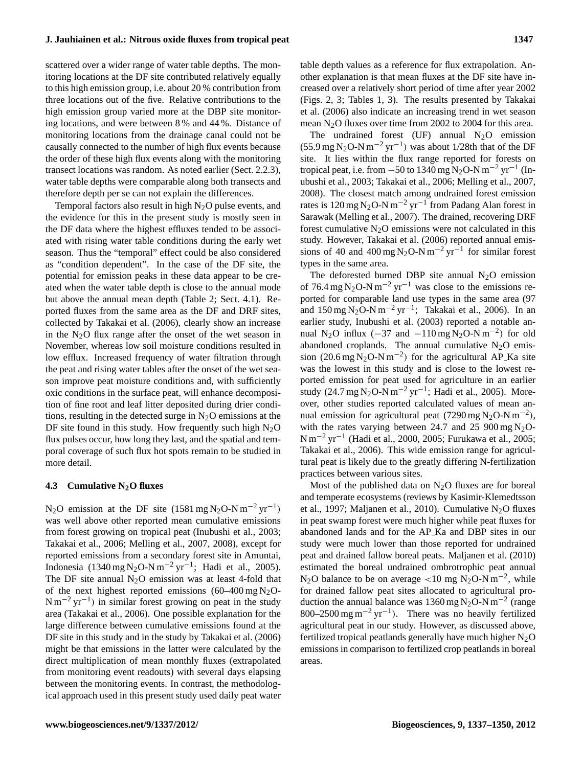scattered over a wider range of water table depths. The monitoring locations at the DF site contributed relatively equally to this high emission group, i.e. about 20 % contribution from three locations out of the five. Relative contributions to the high emission group varied more at the DBP site monitoring locations, and were between 8 % and 44 %. Distance of monitoring locations from the drainage canal could not be causally connected to the number of high flux events because the order of these high flux events along with the monitoring transect locations was random. As noted earlier (Sect. 2.2.3), water table depths were comparable along both transects and therefore depth per se can not explain the differences.

Temporal factors also result in high $N_2O$ pulse events, and the evidence for this in the present study is mostly seen in the DF data where the highest effluxes tended to be associated with rising water table conditions during the early wet season. Thus the "temporal" effect could be also considered as "condition dependent". In the case of the DF site, the potential for emission peaks in these data appear to be created when the water table depth is close to the annual mode but above the annual mean depth (Table 2; Sect. 4.1). Reported fluxes from the same area as the DF and DRF sites, collected by Takakai et al. (2006), clearly show an increase in the $N_2O$ flux range after the onset of the wet season in November, whereas low soil moisture conditions resulted in low efflux. Increased frequency of water filtration through the peat and rising water tables after the onset of the wet season improve peat moisture conditions and, with sufficiently oxic conditions in the surface peat, will enhance decomposition of fine root and leaf litter deposited during drier conditions, resulting in the detected surge in $N_2O$ emissions at the DF site found in this study. How frequently such high $N_2O$ flux pulses occur, how long they last, and the spatial and temporal coverage of such flux hot spots remain to be studied in more detail.

### 4.3 Cumulative $N_2O$ fluxes

$N_2O$ emission at the DF site (1581 mg $N_2O$-N $m^{-2}$ $yr^{-1}$) was well above other reported mean cumulative emissions from forest growing on tropical peat (Inubushi et al., 2003; Takakai et al., 2006; Melling et al., 2007, 2008), except for reported emissions from a secondary forest site in Amuntai, Indonesia (1340 mg $N_2O$-N $m^{-2}$ $yr^{-1}$; Hadi et al., 2005). The DF site annual $N_2O$ emission was at least 4-fold that of the next highest reported emissions (60–400 mg $N_2O$-N $m^{-2}$ $yr^{-1}$) in similar forest growing on peat in the study area (Takakai et al., 2006). One possible explanation for the large difference between cumulative emissions found at the DF site in this study and in the study by Takakai et al. (2006) might be that emissions in the latter were calculated by the direct multiplication of mean monthly fluxes (extrapolated from monitoring event readouts) with several days elapsing between the monitoring events. In contrast, the methodological approach used in this present study used daily peat water table depth values as a reference for flux extrapolation. Another explanation is that mean fluxes at the DF site have increased over a relatively short period of time after year 2002 (Figs. 2, 3; Tables 1, 3). The results presented by Takakai et al. (2006) also indicate an increasing trend in wet season mean $N_2O$ fluxes over time from 2002 to 2004 for this area.

The undrained forest (UF) annual $N_2O$ emission (55.9 mg $N_2O$-N $m^{-2}$ $yr^{-1}$) was about 1/28th that of the DF site. It lies within the flux range reported for forests on tropical peat, i.e. from −50 to 1340 mg $N_2O$-N $m^{-2}$ $yr^{-1}$ (Inubushi et al., 2003; Takakai et al., 2006; Melling et al., 2007, 2008). The closest match among undrained forest emission rates is 120 mg $N_2O$-N $m^{-2}$ $yr^{-1}$ from Padang Alan forest in Sarawak (Melling et al., 2007). The drained, recovering DRF forest cumulative $N_2O$ emissions were not calculated in this study. However, Takakai et al. (2006) reported annual emissions of 40 and 400 mg $N_2O$-N $m^{-2}$ $yr^{-1}$ for similar forest types in the same area.

The deforested burned DBP site annual $N_2O$ emission of 76.4 mg $N_2O$-N $m^{-2}$ $yr^{-1}$ was close to the emissions reported for comparable land use types in the same area (97 and 150 mg $N_2O$-N $m^{-2}$ $yr^{-1}$; Takakai et al., 2006). In an earlier study, Inubushi et al. (2003) reported a notable annual $N_2O$ influx (−37 and −110 mg $N_2O$-N $m^{-2}$) for old abandoned croplands. The annual cumulative $N_2O$ emission (20.6 mg $N_2O$-N $m^{-2}$) for the agricultural AP_Ka site was the lowest in this study and is close to the lowest reported emission for peat used for agriculture in an earlier study (24.7 mg $N_2O$-N $m^{-2}$ $yr^{-1}$; Hadi et al., 2005). Moreover, other studies reported calculated values of mean annual emission for agricultural peat (7290 mg $N_2O$-N $m^{-2}$), with the rates varying between 24.7 and 25 900 mg $N_2O$-N $m^{-2}$ $yr^{-1}$ (Hadi et al., 2000, 2005; Furukawa et al., 2005; Takakai et al., 2006). This wide emission range for agricultural peat is likely due to the greatly differing N-fertilization practices between various sites.

Most of the published data on $N_2O$ fluxes are for boreal and temperate ecosystems (reviews by Kasimir-Klemedtsson et al., 1997; Maljanen et al., 2010). Cumulative $N_2O$ fluxes in peat swamp forest were much higher while peat fluxes for abandoned lands and for the AP_Ka and DBP sites in our study were much lower than those reported for undrained peat and drained fallow boreal peats. Maljanen et al. (2010) estimated the boreal undrained ombrotrophic peat annual $N_2O$ balance to be on average <10 mg $N_2O$-N $m^{-2}$, while for drained fallow peat sites allocated to agricultural production the annual balance was 1360 mg $N_2O$-N $m^{-2}$ (range 800–2500 mg $m^{-2}$ $yr^{-1}$). There was no heavily fertilized agricultural peat in our study. However, as discussed above, fertilized tropical peatlands generally have much higher $N_2O$ emissions in comparison to fertilized crop peatlands in boreal areas.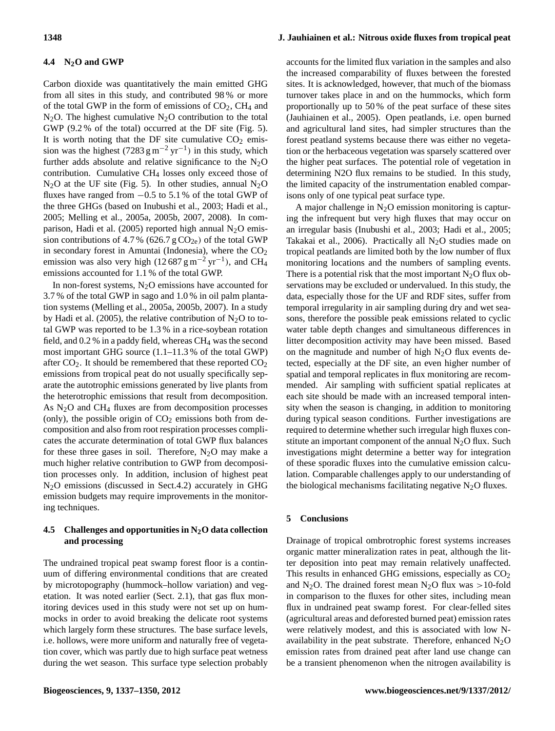### 4.4 $N_2O$ and GWP

Carbon dioxide was quantitatively the main emitted GHG from all sites in this study, and contributed 98 % or more of the total GWP in the form of emissions of $CO_2$, $CH_4$ and $N_2O$. The highest cumulative $N_2O$ contribution to the total GWP (9.2 % of the total) occurred at the DF site (Fig. 5). It is worth noting that the DF site cumulative $CO_2$ emission was the highest ($7283\,g\,m^{-2}\,yr^{-1}$) in this study, which further adds absolute and relative significance to the $N_2O$ contribution. Cumulative $CH_4$ losses only exceed those of $N_2O$ at the UF site (Fig. 5). In other studies, annual $N_2O$ fluxes have ranged from −0.5 to 5.1 % of the total GWP of the three GHGs (based on Inubushi et al., 2003; Hadi et al., 2005; Melling et al., 2005a, 2005b, 2007, 2008). In comparison, Hadi et al. (2005) reported high annual $N_2O$ emission contributions of 4.7 % (626.7 $g\,CO_{2e}$) of the total GWP in secondary forest in Amuntai (Indonesia), where the $CO_2$ emission was also very high ($12\,687\,g\,m^{-2}\,yr^{-1}$), and $CH_4$ emissions accounted for 1.1 % of the total GWP.

In non-forest systems, $N_2O$ emissions have accounted for 3.7 % of the total GWP in sago and 1.0 % in oil palm plantation systems (Melling et al., 2005a, 2005b, 2007). In a study by Hadi et al. (2005), the relative contribution of $N_2O$ to total GWP was reported to be 1.3 % in a rice-soybean rotation field, and 0.2 % in a paddy field, whereas $CH_4$ was the second most important GHG source (1.1–11.3 % of the total GWP) after $CO_2$. It should be remembered that these reported $CO_2$ emissions from tropical peat do not usually specifically separate the autotrophic emissions generated by live plants from the heterotrophic emissions that result from decomposition. As $N_2O$ and $CH_4$ fluxes are from decomposition processes (only), the possible origin of $CO_2$ emissions both from decomposition and also from root respiration processes complicates the accurate determination of total GWP flux balances for these three gases in soil. Therefore, $N_2O$ may make a much higher relative contribution to GWP from decomposition processes only. In addition, inclusion of highest peat $N_2O$ emissions (discussed in Sect.4.2) accurately in GHG emission budgets may require improvements in the monitoring techniques.

### 4.5 Challenges and opportunities in $N_2O$ data collection and processing

The undrained tropical peat swamp forest floor is a continuum of differing environmental conditions that are created by microtopography (hummock–hollow variation) and vegetation. It was noted earlier (Sect. 2.1), that gas flux monitoring devices used in this study were not set up on hummocks in order to avoid breaking the delicate root systems which largely form these structures. The base surface levels, i.e. hollows, were more uniform and naturally free of vegetation cover, which was partly due to high surface peat wetness during the wet season. This surface type selection probably accounts for the limited flux variation in the samples and also the increased comparability of fluxes between the forested sites. It is acknowledged, however, that much of the biomass turnover takes place in and on the hummocks, which form proportionally up to 50 % of the peat surface of these sites (Jauhiainen et al., 2005). Open peatlands, i.e. open burned and agricultural land sites, had simpler structures than the forest peatland systems because there was either no vegetation or the herbaceous vegetation was sparsely scattered over the higher peat surfaces. The potential role of vegetation in determining N2O flux remains to be studied. In this study, the limited capacity of the instrumentation enabled comparisons only of one typical peat surface type.

A major challenge in $N_2O$ emission monitoring is capturing the infrequent but very high fluxes that may occur on an irregular basis (Inubushi et al., 2003; Hadi et al., 2005; Takakai et al., 2006). Practically all $N_2O$ studies made on tropical peatlands are limited both by the low number of flux monitoring locations and the numbers of sampling events. There is a potential risk that the most important $N_2O$ flux observations may be excluded or undervalued. In this study, the data, especially those for the UF and RDF sites, suffer from temporal irregularity in air sampling during dry and wet seasons, therefore the possible peak emissions related to cyclic water table depth changes and simultaneous differences in litter decomposition activity may have been missed. Based on the magnitude and number of high $N_2O$ flux events detected, especially at the DF site, an even higher number of spatial and temporal replicates in flux monitoring are recommended. Air sampling with sufficient spatial replicates at each site should be made with an increased temporal intensity when the season is changing, in addition to monitoring during typical season conditions. Further investigations are required to determine whether such irregular high fluxes constitute an important component of the annual $N_2O$ flux. Such investigations might determine a better way for integration of these sporadic fluxes into the cumulative emission calculation. Comparable challenges apply to our understanding of the biological mechanisms facilitating negative $N_2O$ fluxes.

## 5 Conclusions

Drainage of tropical ombrotrophic forest systems increases organic matter mineralization rates in peat, although the litter deposition into peat may remain relatively unaffected. This results in enhanced GHG emissions, especially as $CO_2$ and $N_2O$. The drained forest mean $N_2O$ flux was >10-fold in comparison to the fluxes for other sites, including mean flux in undrained peat swamp forest. For clear-felled sites (agricultural areas and deforested burned peat) emission rates were relatively modest, and this is associated with low N-availability in the peat substrate. Therefore, enhanced $N_2O$ emission rates from drained peat after land use change can be a transient phenomenon when the nitrogen availability is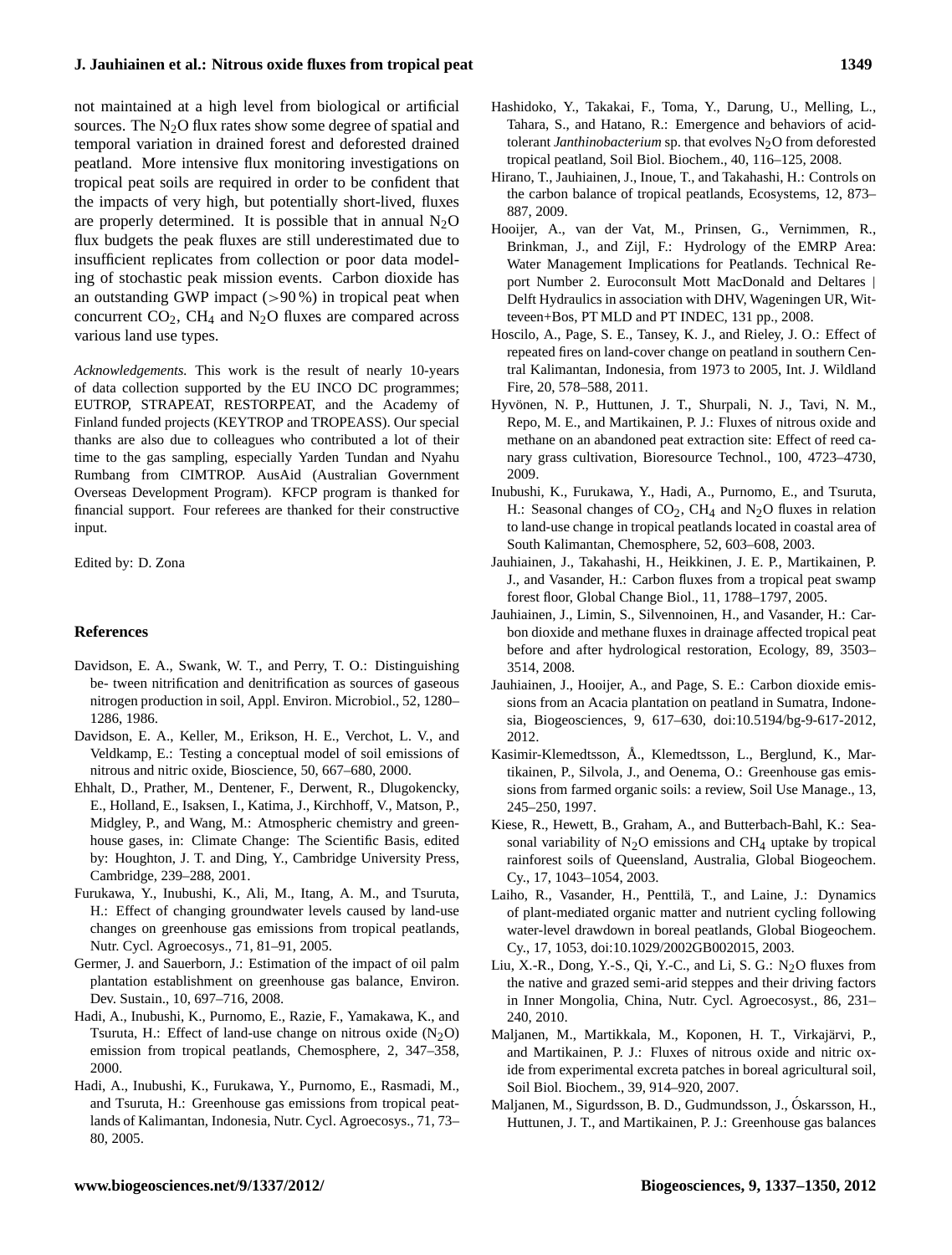not maintained at a high level from biological or artificial sources. The $N_2O$ flux rates show some degree of spatial and temporal variation in drained forest and deforested drained peatland. More intensive flux monitoring investigations on tropical peat soils are required in order to be confident that the impacts of very high, but potentially short-lived, fluxes are properly determined. It is possible that in annual $N_2O$ flux budgets the peak fluxes are still underestimated due to insufficient replicates from collection or poor data modeling of stochastic peak mission events. Carbon dioxide has an outstanding GWP impact (>90 %) in tropical peat when concurrent $CO_2$, $CH_4$ and $N_2O$ fluxes are compared across various land use types.

*Acknowledgements.* This work is the result of nearly 10-years of data collection supported by the EU INCO DC programmes; EUTROP, STRAPEAT, RESTORPEAT, and the Academy of Finland funded projects (KEYTROP and TROPEASS). Our special thanks are also due to colleagues who contributed a lot of their time to the gas sampling, especially Yarden Tundan and Nyahu Rumbang from CIMTROP. AusAid (Australian Government Overseas Development Program). KFCP program is thanked for financial support. Four referees are thanked for their constructive input.

Edited by: D. Zona

## References

Davidson, E. A., Swank, W. T., and Perry, T. O.: Distinguishing be- tween nitrification and denitrification as sources of gaseous nitrogen production in soil, Appl. Environ. Microbiol., 52, 1280–1286, 1986.

Davidson, E. A., Keller, M., Erikson, H. E., Verchot, L. V., and Veldkamp, E.: Testing a conceptual model of soil emissions of nitrous and nitric oxide, Bioscience, 50, 667–680, 2000.

Ehhalt, D., Prather, M., Dentener, F., Derwent, R., Dlugokencky, E., Holland, E., Isaksen, I., Katima, J., Kirchhoff, V., Matson, P., Midgley, P., and Wang, M.: Atmospheric chemistry and greenhouse gases, in: Climate Change: The Scientific Basis, edited by: Houghton, J. T. and Ding, Y., Cambridge University Press, Cambridge, 239–288, 2001.

Furukawa, Y., Inubushi, K., Ali, M., Itang, A. M., and Tsuruta, H.: Effect of changing groundwater levels caused by land-use changes on greenhouse gas emissions from tropical peatlands, Nutr. Cycl. Agroecosys., 71, 81–91, 2005.

Germer, J. and Sauerborn, J.: Estimation of the impact of oil palm plantation establishment on greenhouse gas balance, Environ. Dev. Sustain., 10, 697–716, 2008.

Hadi, A., Inubushi, K., Purnomo, E., Razie, F., Yamakawa, K., and Tsuruta, H.: Effect of land-use change on nitrous oxide ($N_2O$) emission from tropical peatlands, Chemosphere, 2, 347–358, 2000.

Hadi, A., Inubushi, K., Furukawa, Y., Purnomo, E., Rasmadi, M., and Tsuruta, H.: Greenhouse gas emissions from tropical peatlands of Kalimantan, Indonesia, Nutr. Cycl. Agroecosys., 71, 73–80, 2005.

Hashidoko, Y., Takakai, F., Toma, Y., Darung, U., Melling, L., Tahara, S., and Hatano, R.: Emergence and behaviors of acid-tolerant *Janthinobacterium* sp. that evolves $N_2O$ from deforested tropical peatland, Soil Biol. Biochem., 40, 116–125, 2008.

Hirano, T., Jauhiainen, J., Inoue, T., and Takahashi, H.: Controls on the carbon balance of tropical peatlands, Ecosystems, 12, 873–887, 2009.

Hooijer, A., van der Vat, M., Prinsen, G., Vernimmen, R., Brinkman, J., and Zijl, F.: Hydrology of the EMRP Area: Water Management Implications for Peatlands. Technical Report Number 2. Euroconsult Mott MacDonald and Deltares | Delft Hydraulics in association with DHV, Wageningen UR, Witteveen+Bos, PT MLD and PT INDEC, 131 pp., 2008.

Hoscilo, A., Page, S. E., Tansey, K. J., and Rieley, J. O.: Effect of repeated fires on land-cover change on peatland in southern Central Kalimantan, Indonesia, from 1973 to 2005, Int. J. Wildland Fire, 20, 578–588, 2011.

Hyvönen, N. P., Huttunen, J. T., Shurpali, N. J., Tavi, N. M., Repo, M. E., and Martikainen, P. J.: Fluxes of nitrous oxide and methane on an abandoned peat extraction site: Effect of reed canary grass cultivation, Bioresource Technol., 100, 4723–4730, 2009.

Inubushi, K., Furukawa, Y., Hadi, A., Purnomo, E., and Tsuruta, H.: Seasonal changes of $CO_2$, $CH_4$ and $N_2O$ fluxes in relation to land-use change in tropical peatlands located in coastal area of South Kalimantan, Chemosphere, 52, 603–608, 2003.

Jauhiainen, J., Takahashi, H., Heikkinen, J. E. P., Martikainen, P. J., and Vasander, H.: Carbon fluxes from a tropical peat swamp forest floor, Global Change Biol., 11, 1788–1797, 2005.

Jauhiainen, J., Limin, S., Silvennoinen, H., and Vasander, H.: Carbon dioxide and methane fluxes in drainage affected tropical peat before and after hydrological restoration, Ecology, 89, 3503–3514, 2008.

Jauhiainen, J., Hooijer, A., and Page, S. E.: Carbon dioxide emissions from an Acacia plantation on peatland in Sumatra, Indonesia, Biogeosciences, 9, 617–630, doi:10.5194/bg-9-617-2012, 2012.

Kasimir-Klemedtsson, Å., Klemedtsson, L., Berglund, K., Martikainen, P., Silvola, J., and Oenema, O.: Greenhouse gas emissions from farmed organic soils: a review, Soil Use Manage., 13, 245–250, 1997.

Kiese, R., Hewett, B., Graham, A., and Butterbach-Bahl, K.: Seasonal variability of $N_2O$ emissions and $CH_4$ uptake by tropical rainforest soils of Queensland, Australia, Global Biogeochem. Cy., 17, 1043–1054, 2003.

Laiho, R., Vasander, H., Penttilä, T., and Laine, J.: Dynamics of plant-mediated organic matter and nutrient cycling following water-level drawdown in boreal peatlands, Global Biogeochem. Cy., 17, 1053, doi:10.1029/2002GB002015, 2003.

Liu, X.-R., Dong, Y.-S., Qi, Y.-C., and Li, S. G.: $N_2O$ fluxes from the native and grazed semi-arid steppes and their driving factors in Inner Mongolia, China, Nutr. Cycl. Agroecosyst., 86, 231–240, 2010.

Maljanen, M., Martikkala, M., Koponen, H. T., Virkajärvi, P., and Martikainen, P. J.: Fluxes of nitrous oxide and nitric oxide from experimental excreta patches in boreal agricultural soil, Soil Biol. Biochem., 39, 914–920, 2007.

Maljanen, M., Sigurdsson, B. D., Gudmundsson, J., Óskarsson, H., Huttunen, J. T., and Martikainen, P. J.: Greenhouse gas balances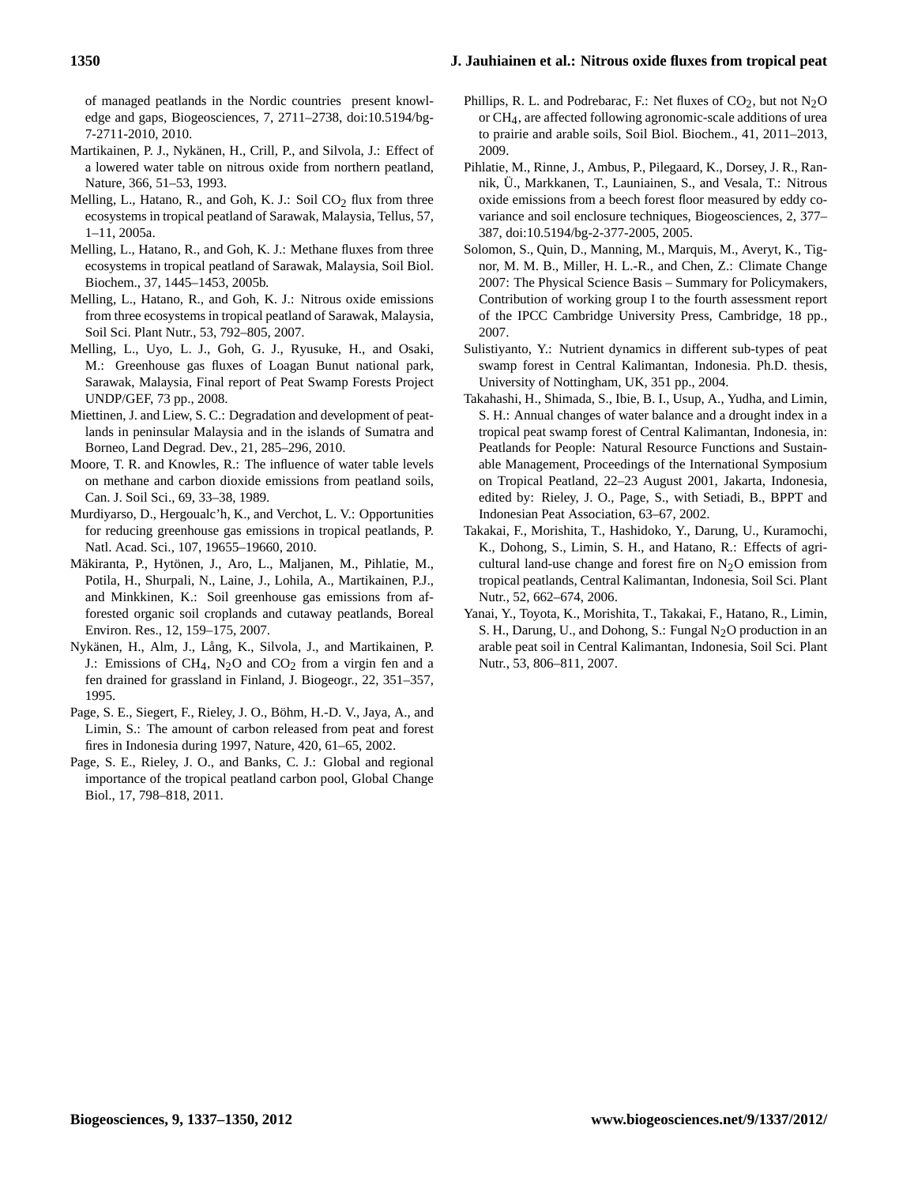of managed peatlands in the Nordic countries present knowledge and gaps, Biogeosciences, 7, 2711–2738, doi:10.5194/bg-7-2711-2010, 2010.

Martikainen, P. J., Nykänen, H., Crill, P., and Silvola, J.: Effect of a lowered water table on nitrous oxide from northern peatland, Nature, 366, 51–53, 1993.

Melling, L., Hatano, R., and Goh, K. J.: Soil $CO_2$ flux from three ecosystems in tropical peatland of Sarawak, Malaysia, Tellus, 57, 1–11, 2005a.

Melling, L., Hatano, R., and Goh, K. J.: Methane fluxes from three ecosystems in tropical peatland of Sarawak, Malaysia, Soil Biol. Biochem., 37, 1445–1453, 2005b.

Melling, L., Hatano, R., and Goh, K. J.: Nitrous oxide emissions from three ecosystems in tropical peatland of Sarawak, Malaysia, Soil Sci. Plant Nutr., 53, 792–805, 2007.

Melling, L., Uyo, L. J., Goh, G. J., Ryusuke, H., and Osaki, M.: Greenhouse gas fluxes of Loagan Bunut national park, Sarawak, Malaysia, Final report of Peat Swamp Forests Project UNDP/GEF, 73 pp., 2008.

Miettinen, J. and Liew, S. C.: Degradation and development of peatlands in peninsular Malaysia and in the islands of Sumatra and Borneo, Land Degrad. Dev., 21, 285–296, 2010.

Moore, T. R. and Knowles, R.: The influence of water table levels on methane and carbon dioxide emissions from peatland soils, Can. J. Soil Sci., 69, 33–38, 1989.

Murdiyarso, D., Hergoualc'h, K., and Verchot, L. V.: Opportunities for reducing greenhouse gas emissions in tropical peatlands, P. Natl. Acad. Sci., 107, 19655–19660, 2010.

Mäkiranta, P., Hytönen, J., Aro, L., Maljanen, M., Pihlatie, M., Potila, H., Shurpali, N., Laine, J., Lohila, A., Martikainen, P.J., and Minkkinen, K.: Soil greenhouse gas emissions from afforested organic soil croplands and cutaway peatlands, Boreal Environ. Res., 12, 159–175, 2007.

Nykänen, H., Alm, J., Lång, K., Silvola, J., and Martikainen, P. J.: Emissions of $CH_4$, $N_2O$ and $CO_2$ from a virgin fen and a fen drained for grassland in Finland, J. Biogeogr., 22, 351–357, 1995.

Page, S. E., Siegert, F., Rieley, J. O., Böhm, H.-D. V., Jaya, A., and Limin, S.: The amount of carbon released from peat and forest fires in Indonesia during 1997, Nature, 420, 61–65, 2002.

Page, S. E., Rieley, J. O., and Banks, C. J.: Global and regional importance of the tropical peatland carbon pool, Global Change Biol., 17, 798–818, 2011.

Phillips, R. L. and Podrebarac, F.: Net fluxes of $CO_2$, but not $N_2O$ or $CH_4$, are affected following agronomic-scale additions of urea to prairie and arable soils, Soil Biol. Biochem., 41, 2011–2013, 2009.

Pihlatie, M., Rinne, J., Ambus, P., Pilegaard, K., Dorsey, J. R., Rannik, Ü., Markkanen, T., Launiainen, S., and Vesala, T.: Nitrous oxide emissions from a beech forest floor measured by eddy covariance and soil enclosure techniques, Biogeosciences, 2, 377–387, doi:10.5194/bg-2-377-2005, 2005.

Solomon, S., Quin, D., Manning, M., Marquis, M., Averyt, K., Tignor, M. M. B., Miller, H. L.-R., and Chen, Z.: Climate Change 2007: The Physical Science Basis – Summary for Policymakers, Contribution of working group I to the fourth assessment report of the IPCC Cambridge University Press, Cambridge, 18 pp., 2007.

Sulistiyanto, Y.: Nutrient dynamics in different sub-types of peat swamp forest in Central Kalimantan, Indonesia. Ph.D. thesis, University of Nottingham, UK, 351 pp., 2004.

Takahashi, H., Shimada, S., Ibie, B. I., Usup, A., Yudha, and Limin, S. H.: Annual changes of water balance and a drought index in a tropical peat swamp forest of Central Kalimantan, Indonesia, in: Peatlands for People: Natural Resource Functions and Sustainable Management, Proceedings of the International Symposium on Tropical Peatland, 22–23 August 2001, Jakarta, Indonesia, edited by: Rieley, J. O., Page, S., with Setiadi, B., BPPT and Indonesian Peat Association, 63–67, 2002.

Takakai, F., Morishita, T., Hashidoko, Y., Darung, U., Kuramochi, K., Dohong, S., Limin, S. H., and Hatano, R.: Effects of agricultural land-use change and forest fire on $N_2O$ emission from tropical peatlands, Central Kalimantan, Indonesia, Soil Sci. Plant Nutr., 52, 662–674, 2006.

Yanai, Y., Toyota, K., Morishita, T., Takakai, F., Hatano, R., Limin, S. H., Darung, U., and Dohong, S.: Fungal $N_2O$ production in an arable peat soil in Central Kalimantan, Indonesia, Soil Sci. Plant Nutr., 53, 806–811, 2007.